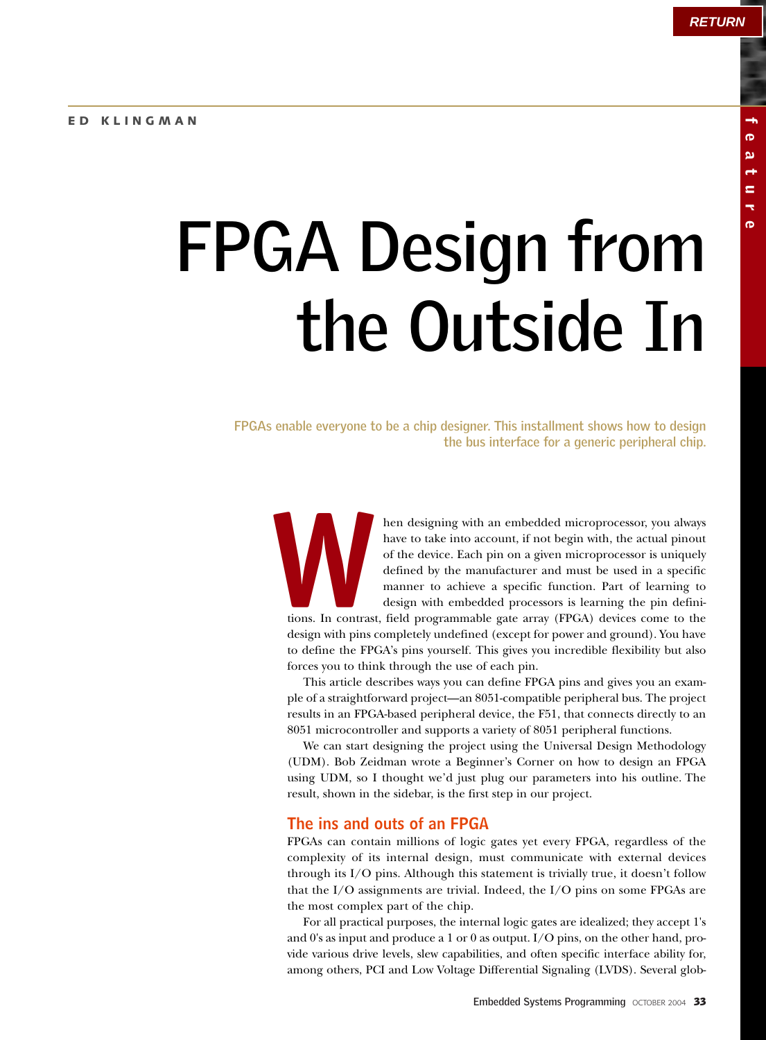ED KLINGMAN

# FPGA Design from the Outside In

**FPGAs enable everyone to be a chip designer. This installment shows how to design the bus interface for a generic peripheral chip.**

When designing with an embedded microprocessor, you always have to take into account, if not begin with, the actual pinout of the device. Each pin on a given microprocessor is uniquely defined by the manufacturer and must be used in a specific manner to achieve a specific function. Part of learning to design with embedded processors is learning the pin definitions. In contrast, field programmable gate array (FPGA) devices come to the design with pins completely undefined (except for power and ground). You have to define the FPGA's pins yourself. This gives you incredible flexibility but also forces you to think through the use of each pin.

This article describes ways you can define FPGA pins and gives you an example of a straightforward project—an 8051-compatible peripheral bus. The project results in an FPGA-based peripheral device, the F51, that connects directly to an 8051 microcontroller and supports a variety of 8051 peripheral functions.

We can start designing the project using the Universal Design Methodology (UDM). Bob Zeidman wrote a Beginner's Corner on how to design an FPGA using UDM, so I thought we'd just plug our parameters into his outline. The result, shown in the sidebar, is the first step in our project.

## The ins and outs of an FPGA

FPGAs can contain millions of logic gates yet every FPGA, regardless of the complexity of its internal design, must communicate with external devices through its I/O pins. Although this statement is trivially true, it doesn't follow that the I/O assignments are trivial. Indeed, the I/O pins on some FPGAs are the most complex part of the chip.

For all practical purposes, the internal logic gates are idealized; they accept 1's and 0's as input and produce a 1 or 0 as output. I/O pins, on the other hand, provide various drive levels, slew capabilities, and often specific interface ability for, among others, PCI and Low Voltage Differential Signaling (LVDS). Several glob-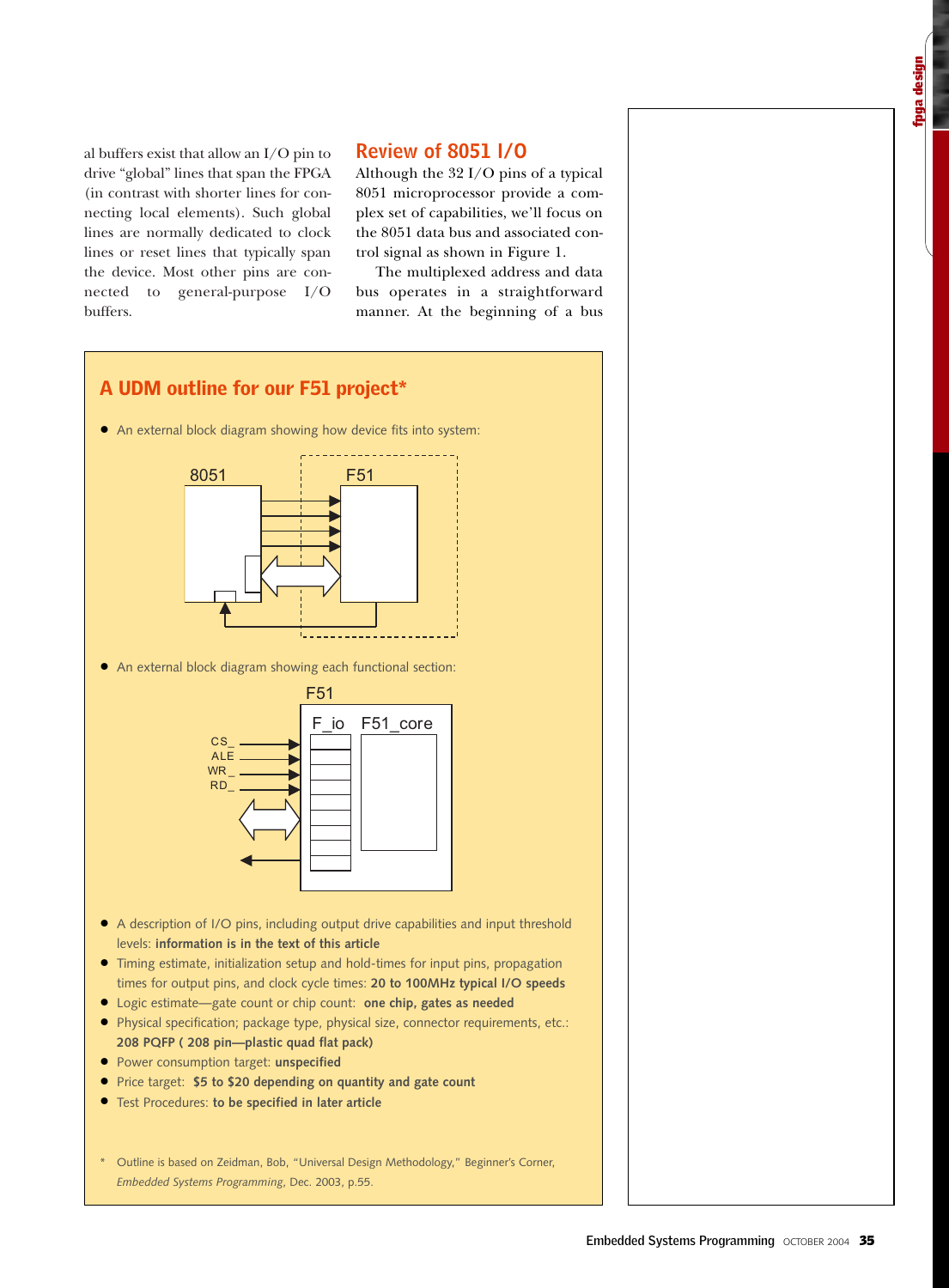al buffers exist that allow an I/O pin to drive "global" lines that span the FPGA (in contrast with shorter lines for connecting local elements). Such global lines are normally dedicated to clock lines or reset lines that typically span the device. Most other pins are connected to general-purpose I/O buffers.

## Review of 8051 I/O

Although the 32 I/O pins of a typical 8051 microprocessor provide a complex set of capabilities, we'll focus on the 8051 data bus and associated control signal as shown in Figure 1.

The multiplexed address and data bus operates in a straightforward manner. At the beginning of a bus

## A UDM outline for our F51 project*

- An external block diagram showing how device fits into system:

8051 F51

- An external block diagram showing each functional section:

F51

F_io F51_core

CS_ ALE WR_ RD_

- A description of I/O pins, including output drive capabilities and input threshold levels: **information is in the text of this article**
- Timing estimate, initialization setup and hold-times for input pins, propagation times for output pins, and clock cycle times: **20 to 100MHz typical I/O speeds**
- Logic estimate—gate count or chip count: **one chip, gates as needed**
- Physical specification; package type, physical size, connector requirements, etc.: **208 PQFP ( 208 pin—plastic quad flat pack)**
- Power consumption target: **unspecified**
- Price target: **$5 to $20 depending on quantity and gate count**
- Test Procedures: **to be specified in later article**

\* Outline is based on Zeidman, Bob, "Universal Design Methodology," Beginner's Corner, *Embedded Systems Programming*, Dec. 2003, p.55.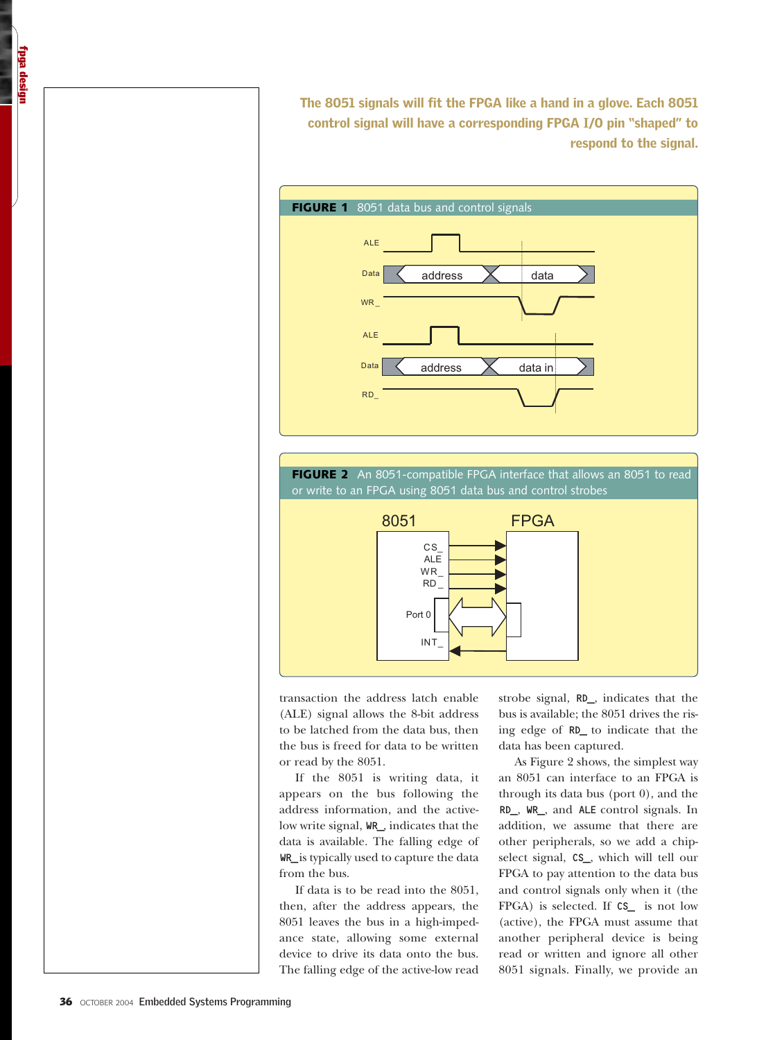**The 8051 signals will fit the FPGA like a hand in a glove. Each 8051 control signal will have a corresponding FPGA I/O pin "shaped" to respond to the signal.**

**FIGURE 1** 8051 data bus and control signals

**FIGURE 2** An 8051-compatible FPGA interface that allows an 8051 to read or write to an FPGA using 8051 data bus and control strobes

transaction the address latch enable (ALE) signal allows the 8-bit address to be latched from the data bus, then the bus is freed for data to be written or read by the 8051.

If the 8051 is writing data, it appears on the bus following the address information, and the active-low write signal, `WR_`, indicates that the data is available. The falling edge of `WR_` is typically used to capture the data from the bus.

If data is to be read into the 8051, then, after the address appears, the 8051 leaves the bus in a high-impedance state, allowing some external device to drive its data onto the bus. The falling edge of the active-low read strobe signal, `RD_`, indicates that the bus is available; the 8051 drives the rising edge of `RD_` to indicate that the data has been captured.

As Figure 2 shows, the simplest way an 8051 can interface to an FPGA is through its data bus (port 0), and the `RD_`, `WR_`, and `ALE` control signals. In addition, we assume that there are other peripherals, so we add a chip-select signal, `CS_`, which will tell our FPGA to pay attention to the data bus and control signals only when it (the FPGA) is selected. If `CS_` is not low (active), the FPGA must assume that another peripheral device is being read or written and ignore all other 8051 signals. Finally, we provide an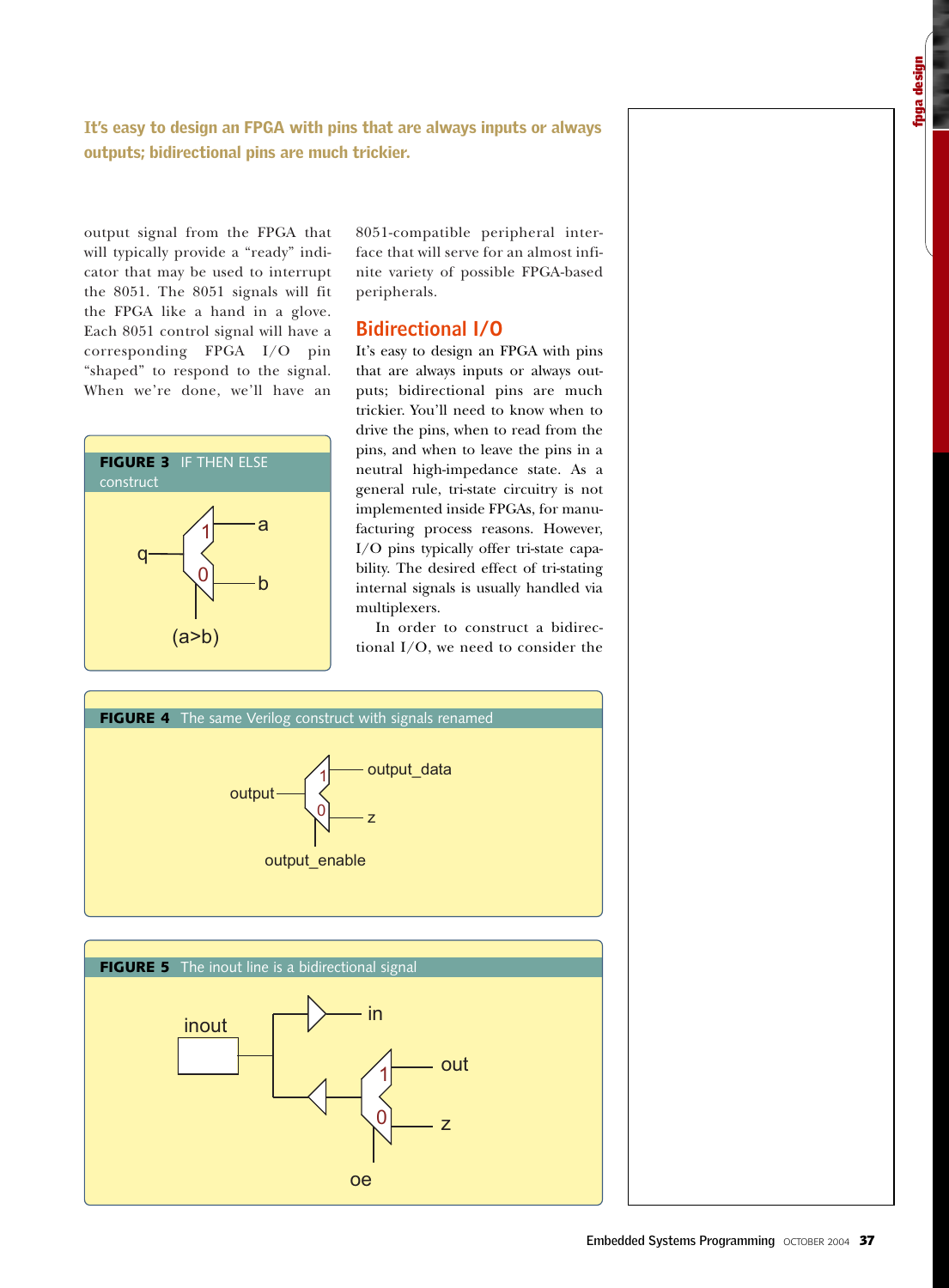**It's easy to design an FPGA with pins that are always inputs or always outputs; bidirectional pins are much trickier.**

output signal from the FPGA that will typically provide a "ready" indicator that may be used to interrupt the 8051. The 8051 signals will fit the FPGA like a hand in a glove. Each 8051 control signal will have a corresponding FPGA I/O pin "shaped" to respond to the signal. When we're done, we'll have an 8051-compatible peripheral interface that will serve for an almost infinite variety of possible FPGA-based peripherals.

**FIGURE 3** IF THEN ELSE construct

## Bidirectional I/O

It's easy to design an FPGA with pins that are always inputs or always outputs; bidirectional pins are much trickier. You'll need to know when to drive the pins, when to read from the pins, and when to leave the pins in a neutral high-impedance state. As a general rule, tri-state circuitry is not implemented inside FPGAs, for manufacturing process reasons. However, I/O pins typically offer tri-state capability. The desired effect of tri-stating internal signals is usually handled via multiplexers.

In order to construct a bidirectional I/O, we need to consider the

**FIGURE 4** The same Verilog construct with signals renamed

**FIGURE 5** The inout line is a bidirectional signal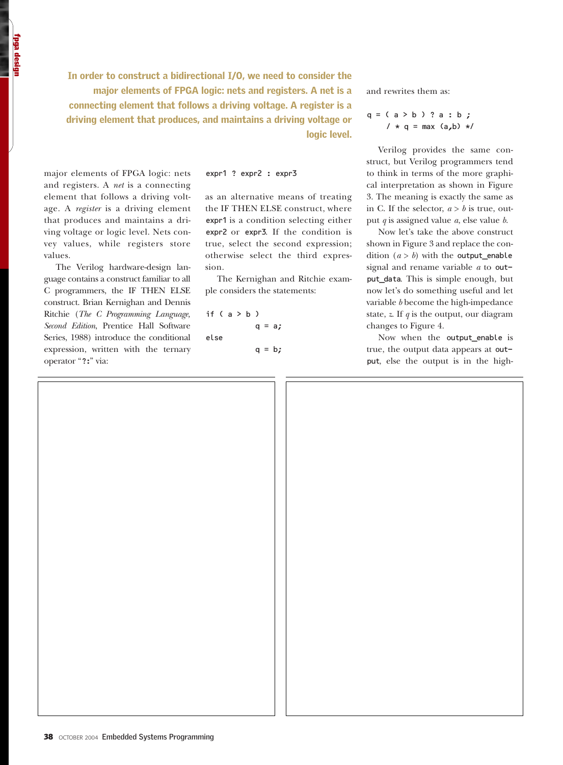**In order to construct a bidirectional I/O, we need to consider the major elements of FPGA logic: nets and registers. A net is a connecting element that follows a driving voltage. A register is a driving element that produces, and maintains a driving voltage or logic level.**

major elements of FPGA logic: nets and registers. A *net* is a connecting element that follows a driving voltage. A *register* is a driving element that produces and maintains a driving voltage or logic level. Nets convey values, while registers store values.

The Verilog hardware-design language contains a construct familiar to all C programmers, the IF THEN ELSE construct. Brian Kernighan and Dennis Ritchie (*The C Programming Language, Second Edition*, Prentice Hall Software Series, 1988) introduce the conditional expression, written with the ternary operator "`?:`" via:

```
expr1 ? expr2 : expr3
```

as an alternative means of treating the IF THEN ELSE construct, where `expr1` is a condition selecting either `expr2` or `expr3`. If the condition is true, select the second expression; otherwise select the third expression.

The Kernighan and Ritchie example considers the statements:

```
if ( a > b )
        q = a;
else
        q = b;
```

and rewrites them as:

```
q = ( a > b ) ? a : b ;
   / * q = max (a,b) */
```

Verilog provides the same construct, but Verilog programmers tend to think in terms of the more graphical interpretation as shown in Figure 3. The meaning is exactly the same as in C. If the selector, $a > b$ is true, output $q$ is assigned value $a$, else value $b$.

Now let's take the above construct shown in Figure 3 and replace the condition ($a > b$) with the `output_enable` signal and rename variable $a$ to `output_data`. This is simple enough, but now let's do something useful and let variable $b$ become the high-impedance state, $z$. If $q$ is the output, our diagram changes to Figure 4.

Now when the `output_enable` is true, the output data appears at `output`, else the output is in the high-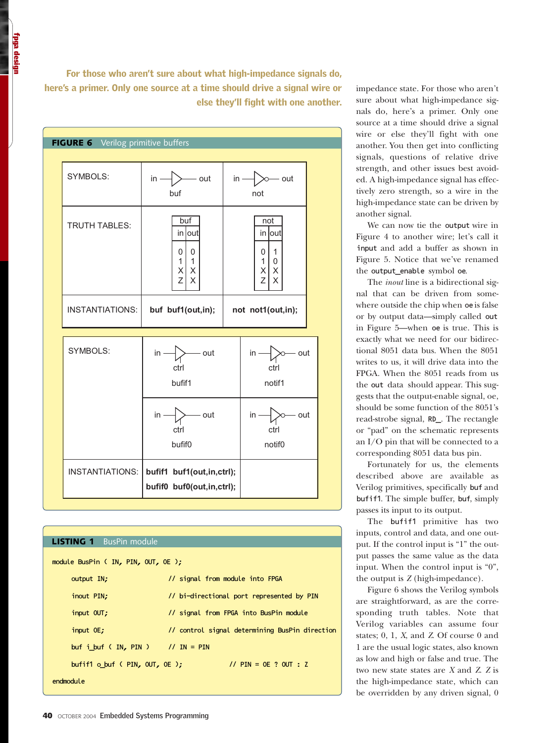**For those who aren't sure about what high-impedance signals do, here's a primer. Only one source at a time should drive a signal wire or else they'll fight with one another.**

**FIGURE 6** Verilog primitive buffers

| | buf | not |
|---|---|---|
| SYMBOLS: | in → out (buf) | in → out (not) |
| TRUTH TABLES: | in / out: 0 / 0, 1 / 1, X / X, Z / X | in / out: 0 / 1, 1 / 0, X / X, Z / X |
| INSTANTIATIONS: | **buf buf1(out,in);** | **not not1(out,in);** |

| | | |
|---|---|---|
| SYMBOLS: | in → out, ctrl (bufif1) | in → out, ctrl (notif1) |
| | in → out, ctrl (bufif0) | in → out, ctrl (notif0) |
| INSTANTIATIONS: | **bufif1 buf1(out,in,ctrl);** **bufif0 buf0(out,in,ctrl);** | |

**LISTING 1** BusPin module

```
module BusPin ( IN, PIN, OUT, OE );
      output IN;                // signal from module into FPGA
      inout PIN;                // bi-directional port represented by PIN
      input OUT;                // signal from FPGA into BusPin module
      input OE;                 // control signal determining BusPin direction
      buf i_buf ( IN, PIN )     // IN = PIN
      bufif1 o_buf ( PIN, OUT, OE );          // PIN = OE ? OUT : Z
endmodule
```

impedance state. For those who aren't sure about what high-impedance signals do, here's a primer. Only one source at a time should drive a signal wire or else they'll fight with one another. You then get into conflicting signals, questions of relative drive strength, and other issues best avoided. A high-impedance signal has effectively zero strength, so a wire in the high-impedance state can be driven by another signal.

We can now tie the `output` wire in Figure 4 to another wire; let's call it `input` and add a buffer as shown in Figure 5. Notice that we've renamed the `output_enable` symbol `oe`.

The *inout* line is a bidirectional signal that can be driven from somewhere outside the chip when `oe` is false or by output data—simply called `out` in Figure 5—when `oe` is true. This is exactly what we need for our bidirectional 8051 data bus. When the 8051 writes to us, it will drive data into the FPGA. When the 8051 reads from us the `out` data should appear. This suggests that the output-enable signal, oe, should be some function of the 8051's read-strobe signal, `RD_`. The rectangle or "pad" on the schematic represents an I/O pin that will be connected to a corresponding 8051 data bus pin.

Fortunately for us, the elements described above are available as Verilog primitives, specifically `buf` and `bufif1`. The simple buffer, `buf`, simply passes its input to its output.

The `bufif1` primitive has two inputs, control and data, and one output. If the control input is "1" the output passes the same value as the data input. When the control input is "0", the output is *Z* (high-impedance).

Figure 6 shows the Verilog symbols are straightforward, as are the corresponding truth tables. Note that Verilog variables can assume four states; 0, 1, *X*, and *Z*. Of course 0 and 1 are the usual logic states, also known as low and high or false and true. The two new state states are *X* and *Z*. *Z* is the high-impedance state, which can be overridden by any driven signal, 0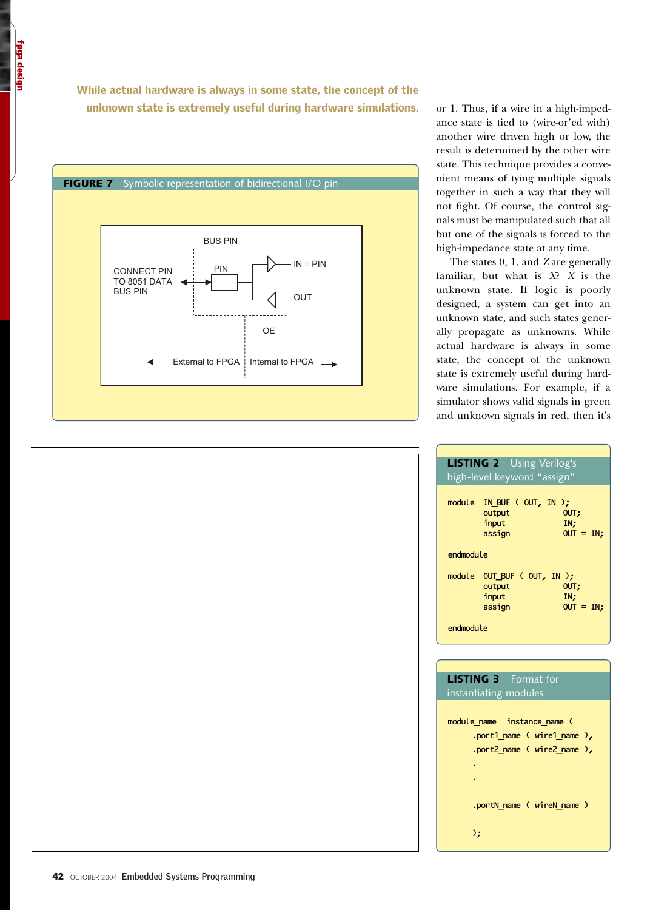While actual hardware is always in some state, the concept of the unknown state is extremely useful during hardware simulations.

**FIGURE 7** Symbolic representation of bidirectional I/O pin

BUS PIN

CONNECT PIN TO 8051 DATA BUS PIN

PIN

IN = PIN

OUT

OE

External to FPGA | Internal to FPGA

or 1. Thus, if a wire in a high-impedance state is tied to (wire-or'ed with) another wire driven high or low, the result is determined by the other wire state. This technique provides a convenient means of tying multiple signals together in such a way that they will not fight. Of course, the control signals must be manipulated such that all but one of the signals is forced to the high-impedance state at any time.

The states 0, 1, and *Z* are generally familiar, but what is *X*? *X* is the unknown state. If logic is poorly designed, a system can get into an unknown state, and such states generally propagate as unknowns. While actual hardware is always in some state, the concept of the unknown state is extremely useful during hardware simulations. For example, if a simulator shows valid signals in green and unknown signals in red, then it's

**LISTING 2** Using Verilog's high-level keyword "assign"

```
module  IN_BUF ( OUT, IN );
        output          OUT;
        input           IN;
        assign          OUT = IN;

endmodule

module  OUT_BUF ( OUT, IN );
        output          OUT;
        input           IN;
        assign          OUT = IN;

endmodule
```

**LISTING 3** Format for instantiating modules

```
module_name   instance_name (
      .port1_name ( wire1_name ),
      .port2_name ( wire2_name ),
      .
      .

      .portN_name ( wireN_name )

      );
```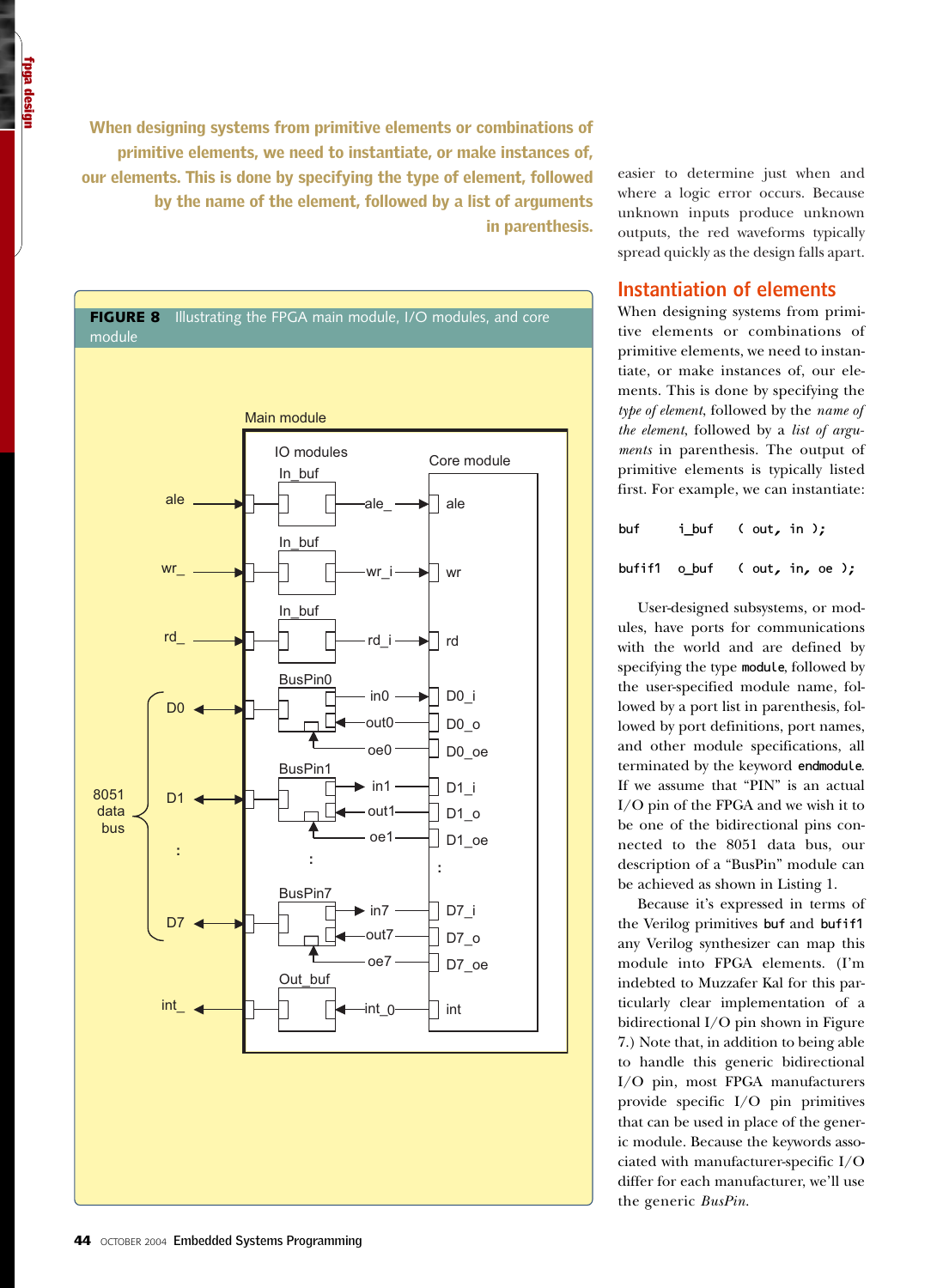When designing systems from primitive elements or combinations of primitive elements, we need to instantiate, or make instances of, our elements. This is done by specifying the type of element, followed by the name of the element, followed by a list of arguments in parenthesis.

**FIGURE 8** Illustrating the FPGA main module, I/O modules, and core module

easier to determine just when and where a logic error occurs. Because unknown inputs produce unknown outputs, the red waveforms typically spread quickly as the design falls apart.

## Instantiation of elements

When designing systems from primitive elements or combinations of primitive elements, we need to instantiate, or make instances of, our elements. This is done by specifying the *type of element*, followed by the *name of the element*, followed by a *list of arguments* in parenthesis. The output of primitive elements is typically listed first. For example, we can instantiate:

```
buf     i_buf   ( out, in );

bufif1  o_buf   ( out, in, oe );
```

User-designed subsystems, or modules, have ports for communications with the world and are defined by specifying the type `module`, followed by the user-specified module name, followed by a port list in parenthesis, followed by port definitions, port names, and other module specifications, all terminated by the keyword `endmodule`. If we assume that "PIN" is an actual I/O pin of the FPGA and we wish it to be one of the bidirectional pins connected to the 8051 data bus, our description of a "BusPin" module can be achieved as shown in Listing 1.

Because it's expressed in terms of the Verilog primitives `buf` and `bufif1` any Verilog synthesizer can map this module into FPGA elements. (I'm indebted to Muzzafer Kal for this particularly clear implementation of a bidirectional I/O pin shown in Figure 7.) Note that, in addition to being able to handle this generic bidirectional I/O pin, most FPGA manufacturers provide specific I/O pin primitives that can be used in place of the generic module. Because the keywords associated with manufacturer-specific I/O differ for each manufacturer, we'll use the generic *BusPin*.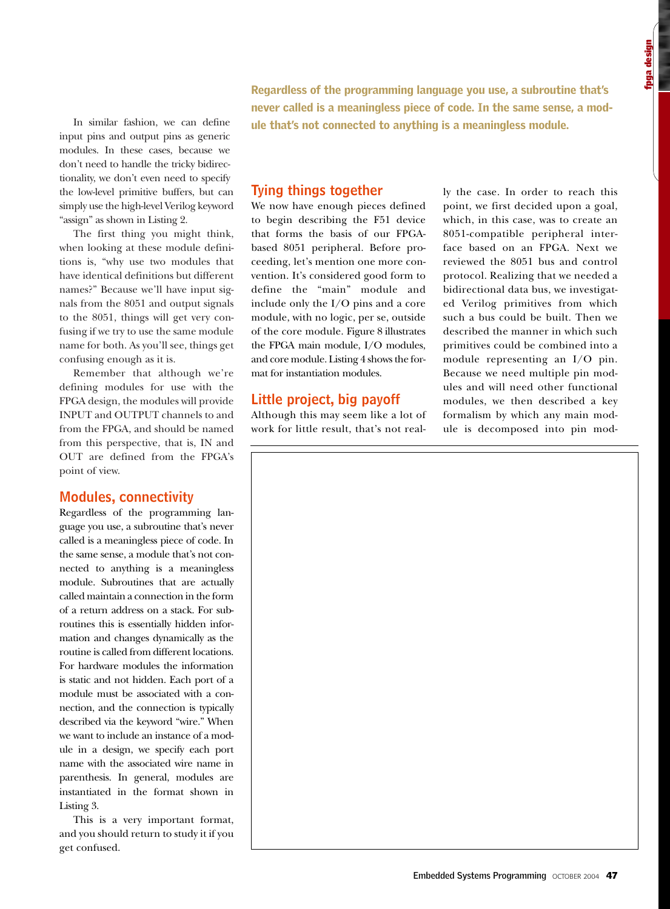In similar fashion, we can define input pins and output pins as generic modules. In these cases, because we don't need to handle the tricky bidirectionality, we don't even need to specify the low-level primitive buffers, but can simply use the high-level Verilog keyword "assign" as shown in Listing 2.

The first thing you might think, when looking at these module definitions is, "why use two modules that have identical definitions but different names?" Because we'll have input signals from the 8051 and output signals to the 8051, things will get very confusing if we try to use the same module name for both. As you'll see, things get confusing enough as it is.

Remember that although we're defining modules for use with the FPGA design, the modules will provide INPUT and OUTPUT channels to and from the FPGA, and should be named from this perspective, that is, IN and OUT are defined from the FPGA's point of view.

## Modules, connectivity

Regardless of the programming language you use, a subroutine that's never called is a meaningless piece of code. In the same sense, a module that's not connected to anything is a meaningless module. Subroutines that are actually called maintain a connection in the form of a return address on a stack. For subroutines this is essentially hidden information and changes dynamically as the routine is called from different locations. For hardware modules the information is static and not hidden. Each port of a module must be associated with a connection, and the connection is typically described via the keyword "wire." When we want to include an instance of a module in a design, we specify each port name with the associated wire name in parenthesis. In general, modules are instantiated in the format shown in Listing 3.

This is a very important format, and you should return to study it if you get confused.

**Regardless of the programming language you use, a subroutine that's never called is a meaningless piece of code. In the same sense, a module that's not connected to anything is a meaningless module.**

## Tying things together

We now have enough pieces defined to begin describing the F51 device that forms the basis of our FPGA-based 8051 peripheral. Before proceeding, let's mention one more convention. It's considered good form to define the "main" module and include only the I/O pins and a core module, with no logic, per se, outside of the core module. Figure 8 illustrates the FPGA main module, I/O modules, and core module. Listing 4 shows the format for instantiation modules.

## Little project, big payoff

Although this may seem like a lot of work for little result, that's not really the case. In order to reach this point, we first decided upon a goal, which, in this case, was to create an 8051-compatible peripheral interface based on an FPGA. Next we reviewed the 8051 bus and control protocol. Realizing that we needed a bidirectional data bus, we investigated Verilog primitives from which such a bus could be built. Then we described the manner in which such primitives could be combined into a module representing an I/O pin. Because we need multiple pin modules and will need other functional modules, we then described a key formalism by which any main module is decomposed into pin mod-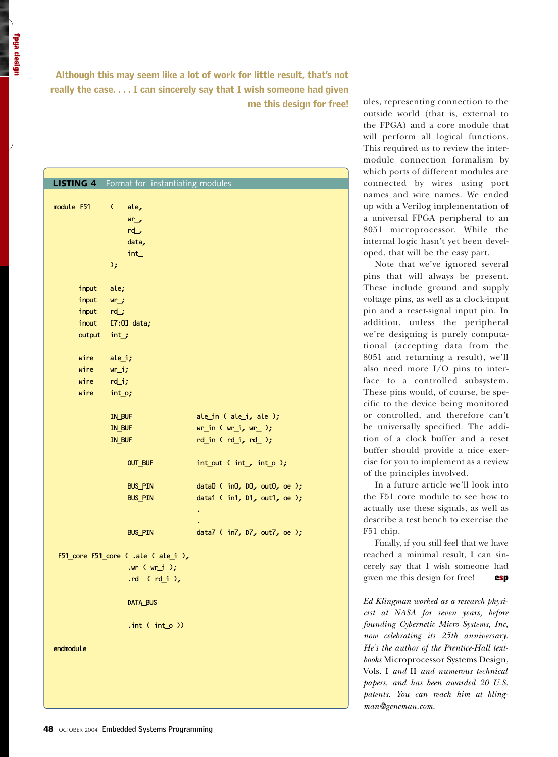**Although this may seem like a lot of work for little result, that's not really the case. . . . I can sincerely say that I wish someone had given me this design for free!**

**LISTING 4** Format for instantiating modules

```
module F51    (    ale,
                   wr_,
                   rd_,
                   data,
                   int_
              );

       input   ale;
       input   wr_;
       input   rd_;
       inout   [7:0] data;
       output  int_;

       wire    ale_i;
       wire    wr_i;
       wire    rd_i;
       wire    int_o;

               IN_BUF               ale_in ( ale_i, ale );
               IN_BUF               wr_in ( wr_i, wr_ );
               IN_BUF               rd_in ( rd_i, rd_ );

                   OUT_BUF          int_out ( int_, int_o );

                   BUS_PIN          data0 ( in0, D0, out0, oe );
                   BUS_PIN          data1 ( in1, D1, out1, oe );
                                    .
                                    .
                   BUS_PIN          data7 ( in7, D7, out7, oe );

 F51_core F51_core ( .ale ( ale_i ),
                   .wr ( wr_i );
                   .rd  ( rd_i ),

                   DATA_BUS

                   .int ( int_o ))

endmodule
```

ules, representing connection to the outside world (that is, external to the FPGA) and a core module that will perform all logical functions. This required us to review the intermodule connection formalism by which ports of different modules are connected by wires using port names and wire names. We ended up with a Verilog implementation of a universal FPGA peripheral to an 8051 microprocessor. While the internal logic hasn't yet been developed, that will be the easy part.

Note that we've ignored several pins that will always be present. These include ground and supply voltage pins, as well as a clock-input pin and a reset-signal input pin. In addition, unless the peripheral we're designing is purely computational (accepting data from the 8051 and returning a result), we'll also need more I/O pins to interface to a controlled subsystem. These pins would, of course, be specific to the device being monitored or controlled, and therefore can't be universally specified. The addition of a clock buffer and a reset buffer should provide a nice exercise for you to implement as a review of the principles involved.

In a future article we'll look into the F51 core module to see how to actually use these signals, as well as describe a test bench to exercise the F51 chip.

Finally, if you still feel that we have reached a minimal result, I can sincerely say that I wish someone had given me this design for free! **esp**

*Ed Klingman worked as a research physicist at NASA for seven years, before founding Cybernetic Micro Systems, Inc, now celebrating its 25th anniversary. He's the author of the Prentice-Hall textbooks* Microprocessor Systems Design, Vols. I *and* II *and numerous technical papers, and has been awarded 20 U.S. patents. You can reach him at klingman@geneman.com.*